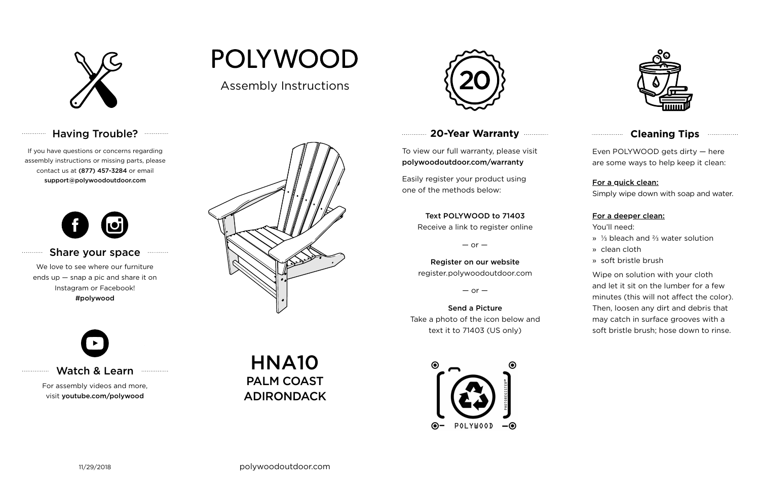# POLYWOOD

Assembly Instructions

## HNA10
## PALM COAST ADIRONDACK

### Having Trouble?

If you have questions or concerns regarding assembly instructions or missing parts, please contact us at **(877) 457-3284** or email **support@polywoodoutdoor.com**

### Share your space

We love to see where our furniture ends up — snap a pic and share it on Instagram or Facebook!
**#polywood**

### Watch & Learn

For assembly videos and more, visit **youtube.com/polywood**

### 20-Year Warranty

To view our full warranty, please visit **polywoodoutdoor.com/warranty**

Easily register your product using one of the methods below:

**Text POLYWOOD to 71403**
Receive a link to register online

— or —

**Register on our website**
register.polywoodoutdoor.com

— or —

**Send a Picture**
Take a photo of the icon below and text it to 71403 (US only)

POLYWOOD

PHOTOREGISTER™

### Cleaning Tips

Even POLYWOOD gets dirty — here are some ways to help keep it clean:

**For a quick clean:**
Simply wipe down with soap and water.

**For a deeper clean:**
You'll need:

- ⅓ bleach and ⅔ water solution
- clean cloth
- soft bristle brush

Wipe on solution with your cloth and let it sit on the lumber for a few minutes (this will not affect the color). Then, loosen any dirt and debris that may catch in surface grooves with a soft bristle brush; hose down to rinse.

11/29/2018

polywoodoutdoor.com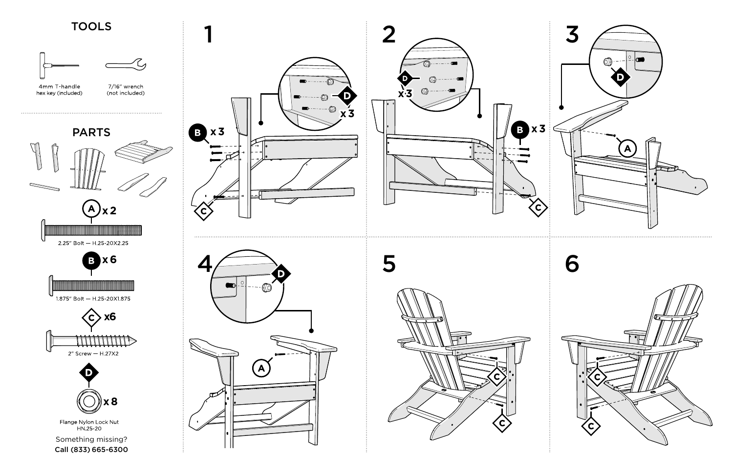## TOOLS

4mm T-handle hex key (included)

7/16" wrench (not included)

## PARTS

A x 2

2.25" Bolt — H.25-20X2.25

B x 6

1.875" Bolt — H.25-20X1.875

C x6

2" Screw — H.27X2

D x 8

Flange Nylon Lock Nut HN.25-20

Something missing?

**Call (833) 665-6300**

## 1

B x 3

D x 3

C

## 2

D x 3

B x 3

C

## 3

D

A

## 4

D

A

## 5

C

C

## 6

C

C